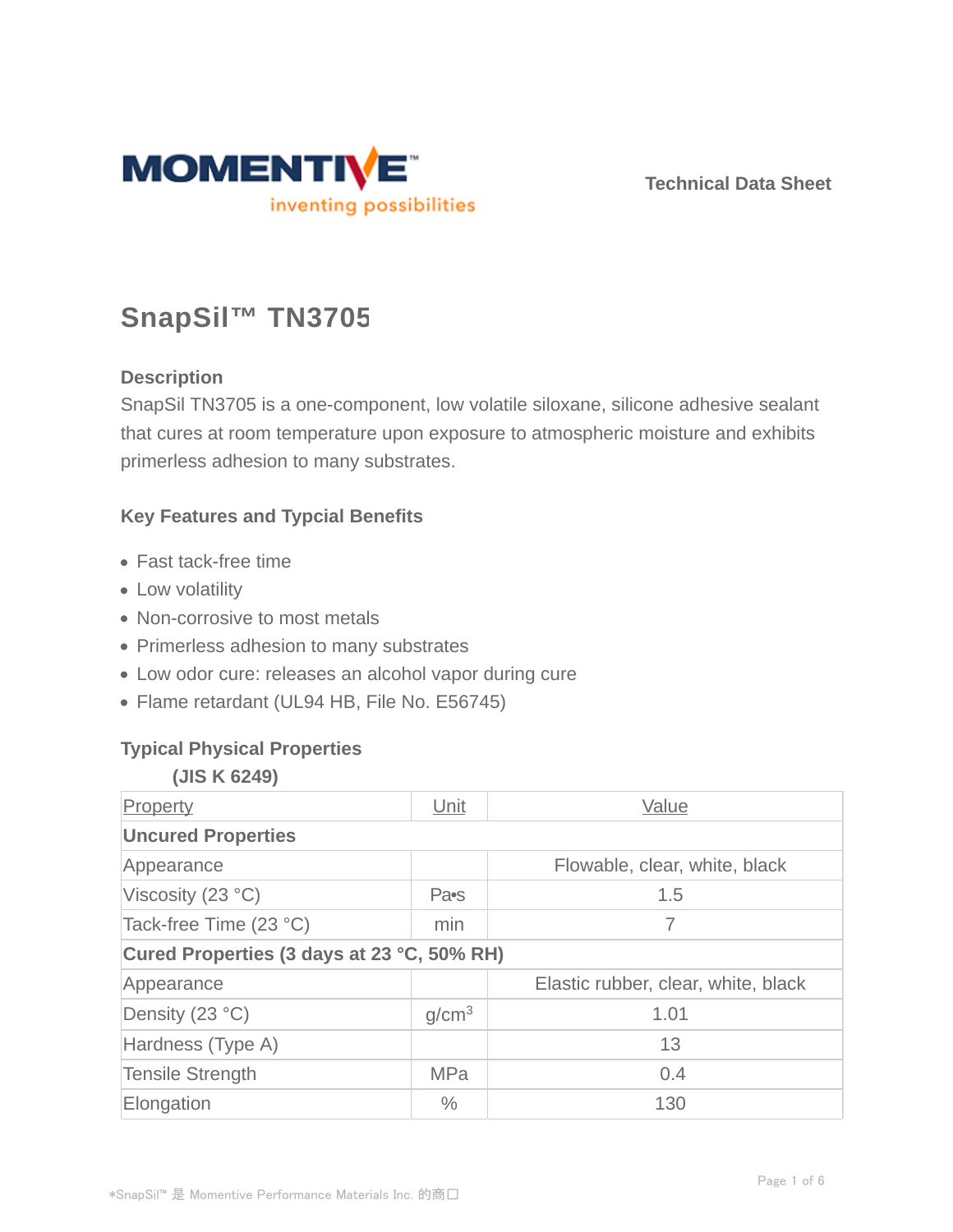Technical Data Sheet

# SnapSil™ TN3705

### Description

SnapSil TN3705 is a one-component, low volatile siloxane, silicone adhesive sealant that cures at room temperature upon exposure to atmospheric moisture and exhibits primerless adhesion to many substrates.

### Key Features and Typcial Benefits

- Fast tack-free time
- Low volatility
- Non-corrosive to most metals
- Primerless adhesion to many substrates
- Low odor cure: releases an alcohol vapor during cure
- Flame retardant (UL94 HB, File No. E56745)

### Typical Physical Properties

**(JIS K 6249)**

| Property | Unit | Value |
|---|---|---|
| **Uncured Properties** | | |
| Appearance | | Flowable, clear, white, black |
| Viscosity (23 °C) | Pa•s | 1.5 |
| Tack-free Time (23 °C) | min | 7 |
| **Cured Properties (3 days at 23 °C, 50% RH)** | | |
| Appearance | | Elastic rubber, clear, white, black |
| Density (23 °C) | $g/cm^3$ | 1.01 |
| Hardness (Type A) | | 13 |
| Tensile Strength | MPa | 0.4 |
| Elongation | % | 130 |

*SnapSil™ 是 Momentive Performance Materials Inc. 的商口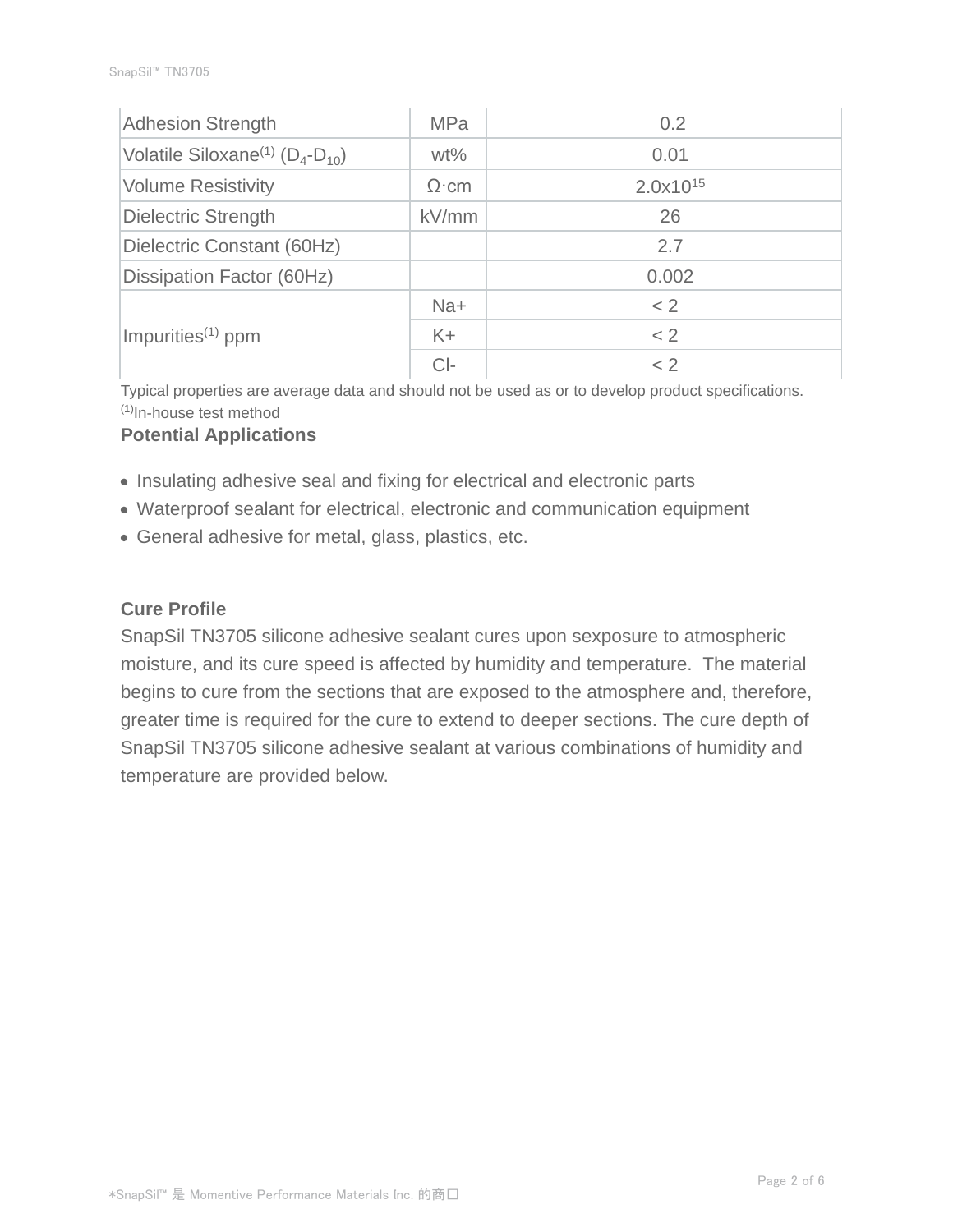| | | |
|---|---|---|
| Adhesion Strength | MPa | 0.2 |
| Volatile Siloxane[1] ($D_4$-$D_{10}$) | wt% | 0.01 |
| Volume Resistivity | Ω·cm | $2.0 \times 10^{15}$ |
| Dielectric Strength | kV/mm | 26 |
| Dielectric Constant (60Hz) | | 2.7 |
| Dissipation Factor (60Hz) | | 0.002 |
| Impurities[1] ppm | Na+ | < 2 |
| | K+ | < 2 |
| | Cl- | < 2 |

Typical properties are average data and should not be used as or to develop product specifications.
[1]In-house test method

**Potential Applications**

- Insulating adhesive seal and fixing for electrical and electronic parts
- Waterproof sealant for electrical, electronic and communication equipment
- General adhesive for metal, glass, plastics, etc.

**Cure Profile**

SnapSil TN3705 silicone adhesive sealant cures upon sexposure to atmospheric moisture, and its cure speed is affected by humidity and temperature. The material begins to cure from the sections that are exposed to the atmosphere and, therefore, greater time is required for the cure to extend to deeper sections. The cure depth of SnapSil TN3705 silicone adhesive sealant at various combinations of humidity and temperature are provided below.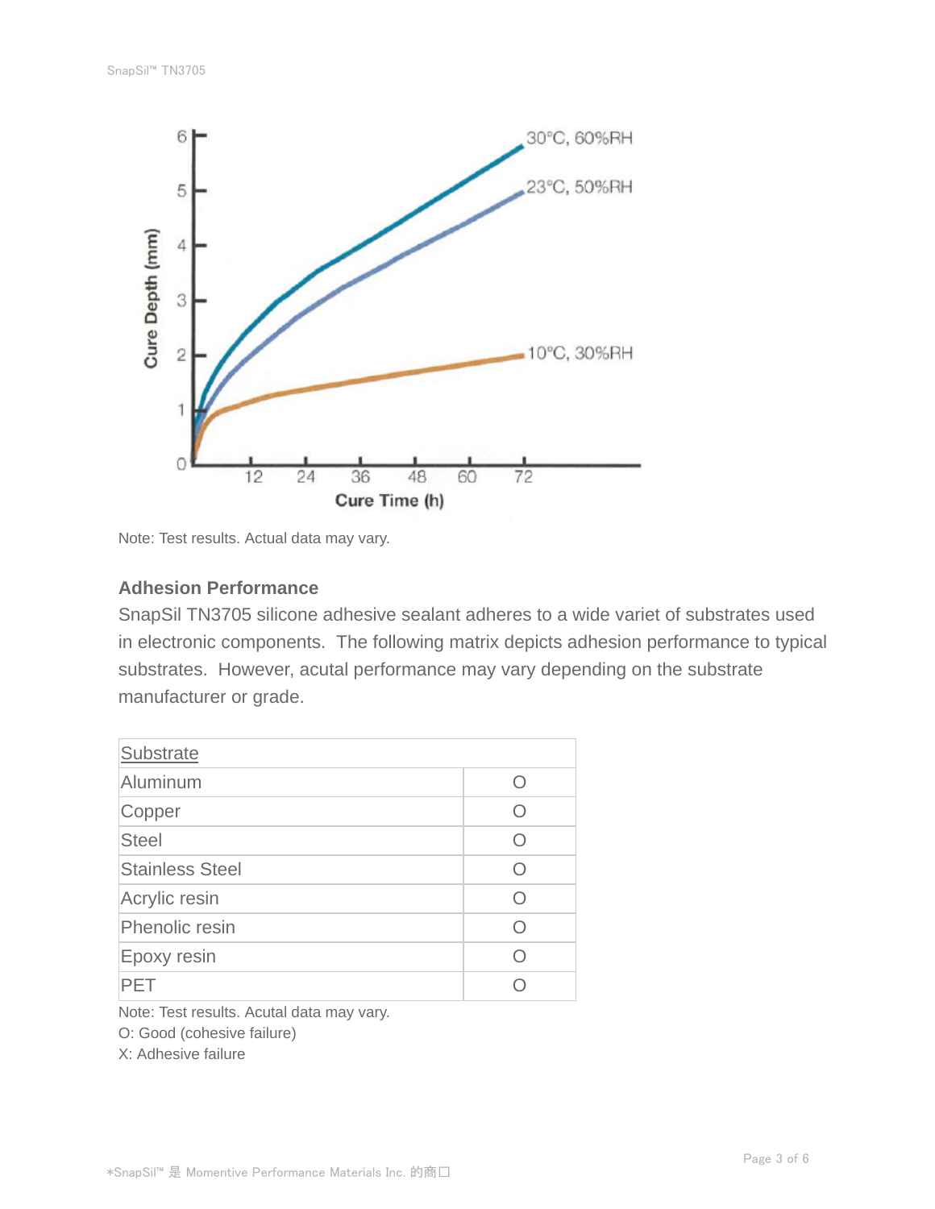Cure Depth (mm)

6
5
4
3
2
1
0

12 24 36 48 60 72

Cure Time (h)

30°C, 60%RH

23°C, 50%RH

10°C, 30%RH

Note: Test results. Actual data may vary.

## Adhesion Performance

SnapSil TN3705 silicone adhesive sealant adheres to a wide variet of substrates used in electronic components. The following matrix depicts adhesion performance to typical substrates. However, acutal performance may vary depending on the substrate manufacturer or grade.

| Substrate | |
|---|---|
| Aluminum | O |
| Copper | O |
| Steel | O |
| Stainless Steel | O |
| Acrylic resin | O |
| Phenolic resin | O |
| Epoxy resin | O |
| PET | O |

Note: Test results. Acutal data may vary.
O: Good (cohesive failure)
X: Adhesive failure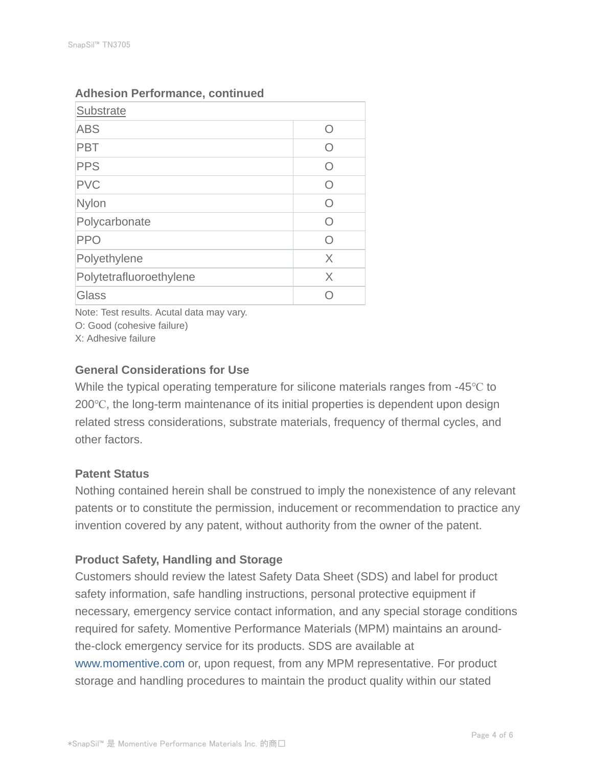### Adhesion Performance, continued

| Substrate | |
|---|---|
| ABS | O |
| PBT | O |
| PPS | O |
| PVC | O |
| Nylon | O |
| Polycarbonate | O |
| PPO | O |
| Polyethylene | X |
| Polytetrafluoroethylene | X |
| Glass | O |

Note: Test results. Acutal data may vary.
O: Good (cohesive failure)
X: Adhesive failure

### General Considerations for Use

While the typical operating temperature for silicone materials ranges from -45℃ to 200℃, the long-term maintenance of its initial properties is dependent upon design related stress considerations, substrate materials, frequency of thermal cycles, and other factors.

### Patent Status

Nothing contained herein shall be construed to imply the nonexistence of any relevant patents or to constitute the permission, inducement or recommendation to practice any invention covered by any patent, without authority from the owner of the patent.

### Product Safety, Handling and Storage

Customers should review the latest Safety Data Sheet (SDS) and label for product safety information, safe handling instructions, personal protective equipment if necessary, emergency service contact information, and any special storage conditions required for safety. Momentive Performance Materials (MPM) maintains an around-the-clock emergency service for its products. SDS are available at www.momentive.com or, upon request, from any MPM representative. For product storage and handling procedures to maintain the product quality within our stated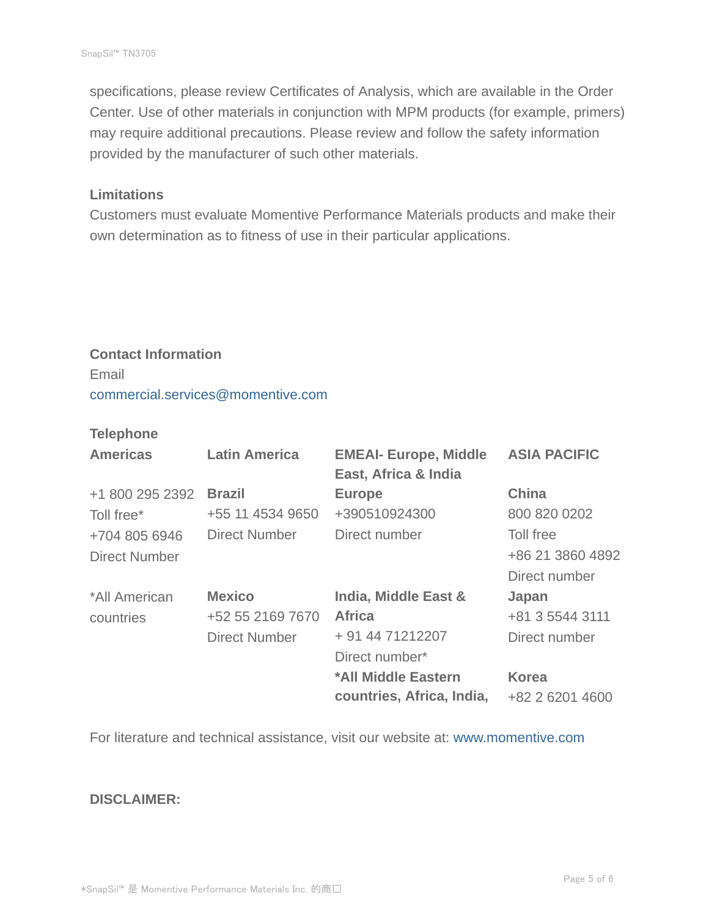specifications, please review Certificates of Analysis, which are available in the Order Center. Use of other materials in conjunction with MPM products (for example, primers) may require additional precautions. Please review and follow the safety information provided by the manufacturer of such other materials.

**Limitations**

Customers must evaluate Momentive Performance Materials products and make their own determination as to fitness of use in their particular applications.

**Contact Information**

Email

commercial.services@momentive.com

**Telephone**

| **Americas** | **Latin America** | **EMEAI- Europe, Middle East, Africa & India** | **ASIA PACIFIC** |
|---|---|---|---|
| +1 800 295 2392<br>Toll free*<br>+704 805 6946<br>Direct Number | **Brazil**<br>+55 11 4534 9650<br>Direct Number | **Europe**<br>+390510924300<br>Direct number | **China**<br>800 820 0202<br>Toll free<br>+86 21 3860 4892<br>Direct number |
| *All American countries | **Mexico**<br>+52 55 2169 7670<br>Direct Number | **India, Middle East & Africa**<br>+ 91 44 71212207<br>Direct number* | **Japan**<br>+81 3 5544 3111<br>Direct number |
| | | ***All Middle Eastern countries, Africa, India,** | **Korea**<br>+82 2 6201 4600 |

For literature and technical assistance, visit our website at: www.momentive.com

**DISCLAIMER:**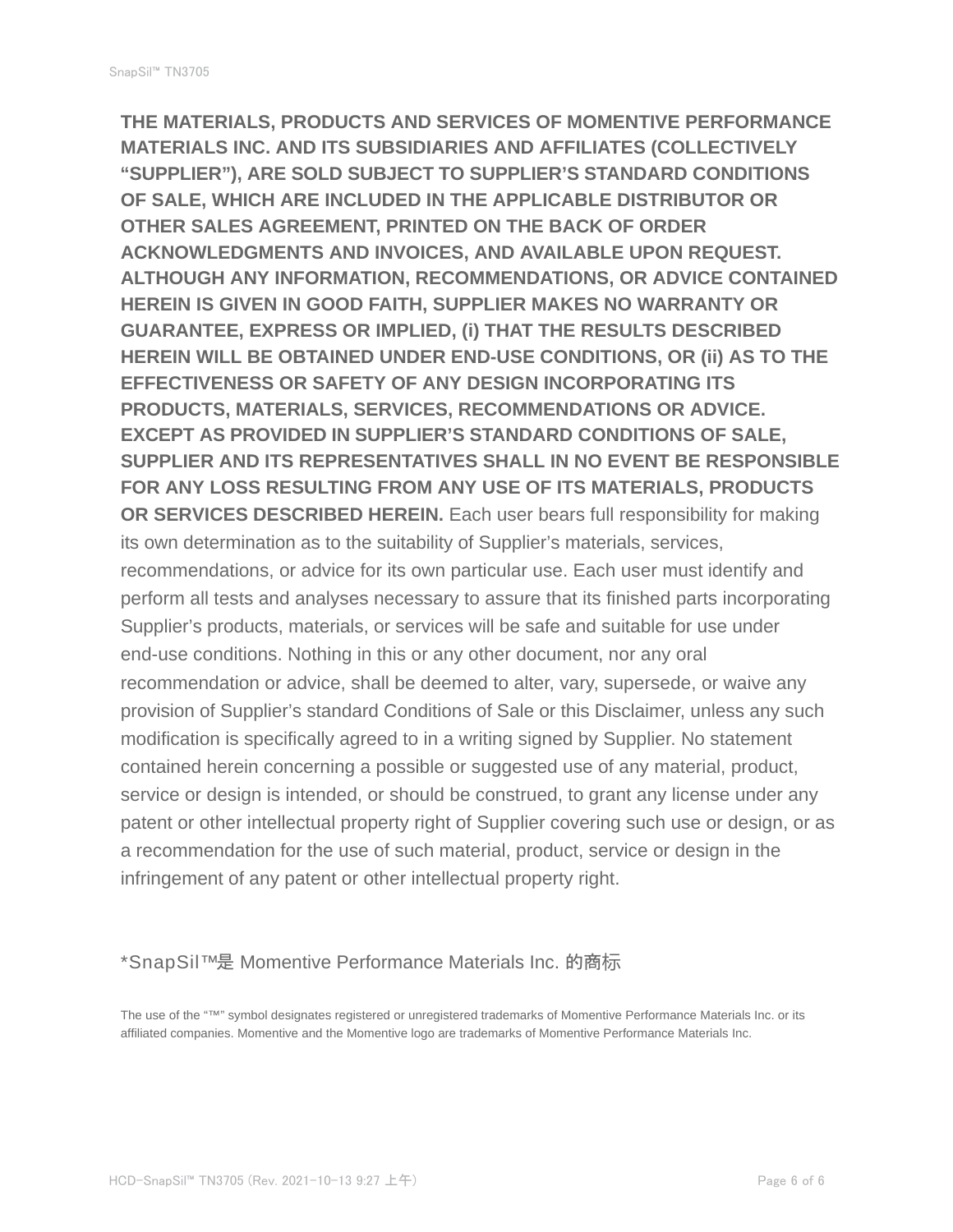**THE MATERIALS, PRODUCTS AND SERVICES OF MOMENTIVE PERFORMANCE MATERIALS INC. AND ITS SUBSIDIARIES AND AFFILIATES (COLLECTIVELY "SUPPLIER"), ARE SOLD SUBJECT TO SUPPLIER'S STANDARD CONDITIONS OF SALE, WHICH ARE INCLUDED IN THE APPLICABLE DISTRIBUTOR OR OTHER SALES AGREEMENT, PRINTED ON THE BACK OF ORDER ACKNOWLEDGMENTS AND INVOICES, AND AVAILABLE UPON REQUEST. ALTHOUGH ANY INFORMATION, RECOMMENDATIONS, OR ADVICE CONTAINED HEREIN IS GIVEN IN GOOD FAITH, SUPPLIER MAKES NO WARRANTY OR GUARANTEE, EXPRESS OR IMPLIED, (i) THAT THE RESULTS DESCRIBED HEREIN WILL BE OBTAINED UNDER END-USE CONDITIONS, OR (ii) AS TO THE EFFECTIVENESS OR SAFETY OF ANY DESIGN INCORPORATING ITS PRODUCTS, MATERIALS, SERVICES, RECOMMENDATIONS OR ADVICE. EXCEPT AS PROVIDED IN SUPPLIER'S STANDARD CONDITIONS OF SALE, SUPPLIER AND ITS REPRESENTATIVES SHALL IN NO EVENT BE RESPONSIBLE FOR ANY LOSS RESULTING FROM ANY USE OF ITS MATERIALS, PRODUCTS OR SERVICES DESCRIBED HEREIN.** Each user bears full responsibility for making its own determination as to the suitability of Supplier's materials, services, recommendations, or advice for its own particular use. Each user must identify and perform all tests and analyses necessary to assure that its finished parts incorporating Supplier's products, materials, or services will be safe and suitable for use under end-use conditions. Nothing in this or any other document, nor any oral recommendation or advice, shall be deemed to alter, vary, supersede, or waive any provision of Supplier's standard Conditions of Sale or this Disclaimer, unless any such modification is specifically agreed to in a writing signed by Supplier. No statement contained herein concerning a possible or suggested use of any material, product, service or design is intended, or should be construed, to grant any license under any patent or other intellectual property right of Supplier covering such use or design, or as a recommendation for the use of such material, product, service or design in the infringement of any patent or other intellectual property right.

*SnapSil™是 Momentive Performance Materials Inc. 的商标

The use of the "™" symbol designates registered or unregistered trademarks of Momentive Performance Materials Inc. or its affiliated companies. Momentive and the Momentive logo are trademarks of Momentive Performance Materials Inc.